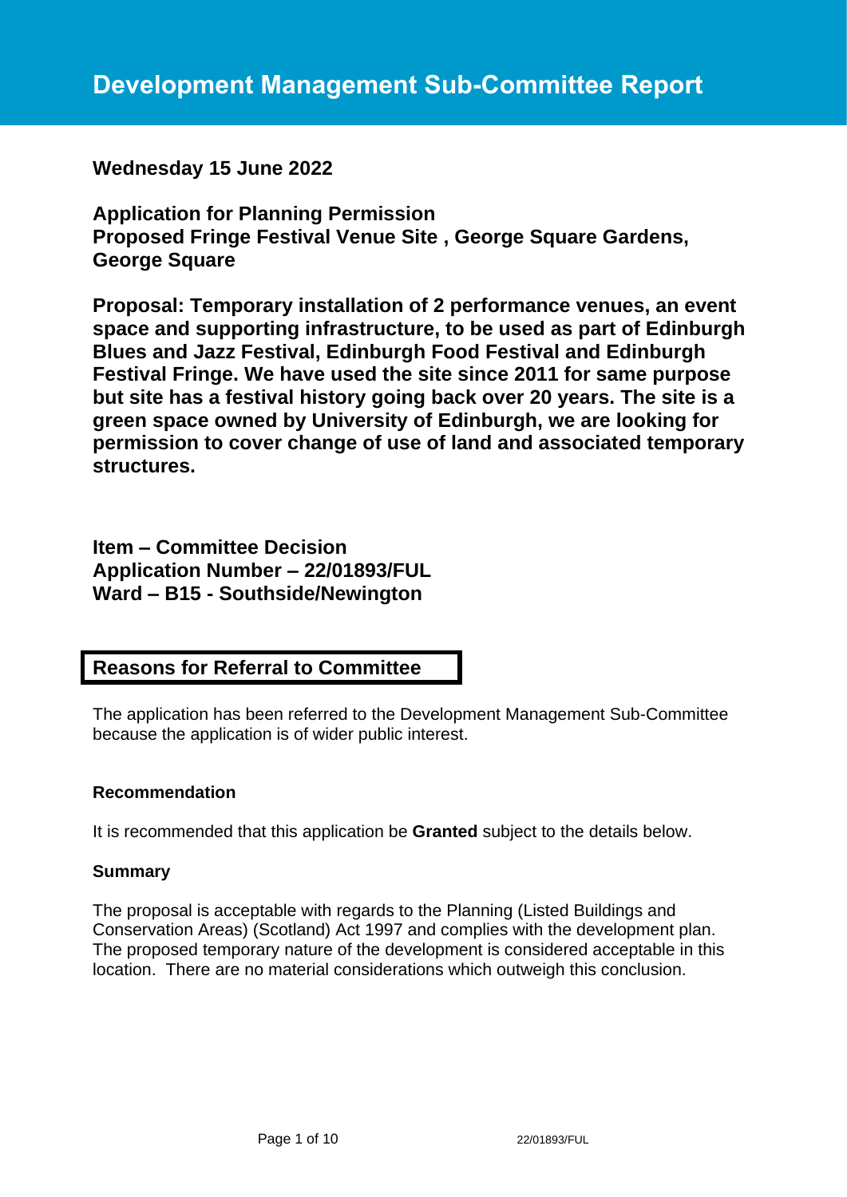# Development Management Sub-Committee Report

**Wednesday 15 June 2022**

**Application for Planning Permission**
**Proposed Fringe Festival Venue Site , George Square Gardens, George Square**

**Proposal: Temporary installation of 2 performance venues, an event space and supporting infrastructure, to be used as part of Edinburgh Blues and Jazz Festival, Edinburgh Food Festival and Edinburgh Festival Fringe. We have used the site since 2011 for same purpose but site has a festival history going back over 20 years. The site is a green space owned by University of Edinburgh, we are looking for permission to cover change of use of land and associated temporary structures.**

**Item – Committee Decision**
**Application Number – 22/01893/FUL**
**Ward – B15 - Southside/Newington**

## Reasons for Referral to Committee

The application has been referred to the Development Management Sub-Committee because the application is of wider public interest.

### Recommendation

It is recommended that this application be **Granted** subject to the details below.

### Summary

The proposal is acceptable with regards to the Planning (Listed Buildings and Conservation Areas) (Scotland) Act 1997 and complies with the development plan. The proposed temporary nature of the development is considered acceptable in this location. There are no material considerations which outweigh this conclusion.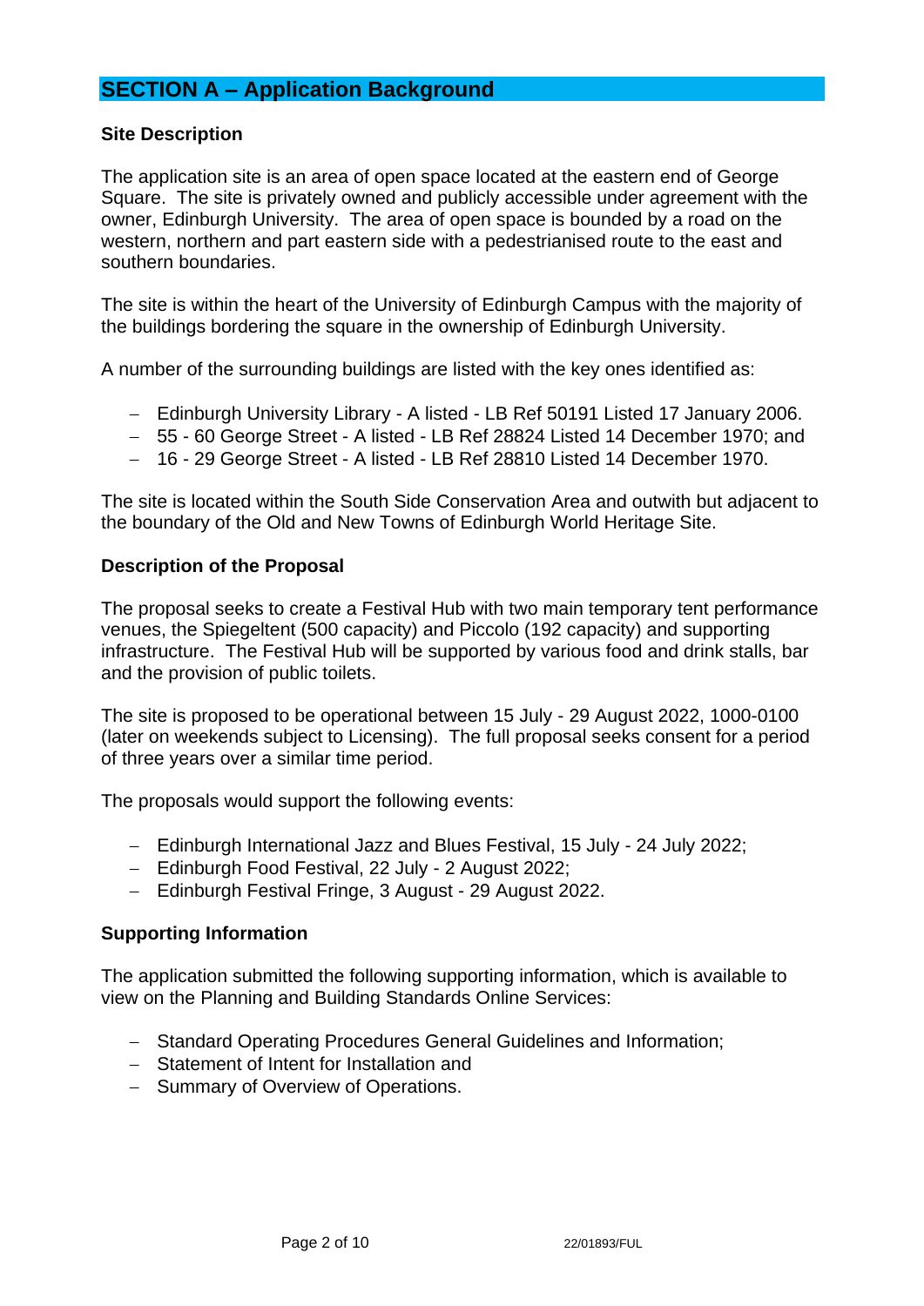## SECTION A – Application Background

### Site Description

The application site is an area of open space located at the eastern end of George Square. The site is privately owned and publicly accessible under agreement with the owner, Edinburgh University. The area of open space is bounded by a road on the western, northern and part eastern side with a pedestrianised route to the east and southern boundaries.

The site is within the heart of the University of Edinburgh Campus with the majority of the buildings bordering the square in the ownership of Edinburgh University.

A number of the surrounding buildings are listed with the key ones identified as:

- Edinburgh University Library - A listed - LB Ref 50191 Listed 17 January 2006.
- 55 - 60 George Street - A listed - LB Ref 28824 Listed 14 December 1970; and
- 16 - 29 George Street - A listed - LB Ref 28810 Listed 14 December 1970.

The site is located within the South Side Conservation Area and outwith but adjacent to the boundary of the Old and New Towns of Edinburgh World Heritage Site.

### Description of the Proposal

The proposal seeks to create a Festival Hub with two main temporary tent performance venues, the Spiegeltent (500 capacity) and Piccolo (192 capacity) and supporting infrastructure. The Festival Hub will be supported by various food and drink stalls, bar and the provision of public toilets.

The site is proposed to be operational between 15 July - 29 August 2022, 1000-0100 (later on weekends subject to Licensing). The full proposal seeks consent for a period of three years over a similar time period.

The proposals would support the following events:

- Edinburgh International Jazz and Blues Festival, 15 July - 24 July 2022;
- Edinburgh Food Festival, 22 July - 2 August 2022;
- Edinburgh Festival Fringe, 3 August - 29 August 2022.

### Supporting Information

The application submitted the following supporting information, which is available to view on the Planning and Building Standards Online Services:

- Standard Operating Procedures General Guidelines and Information;
- Statement of Intent for Installation and
- Summary of Overview of Operations.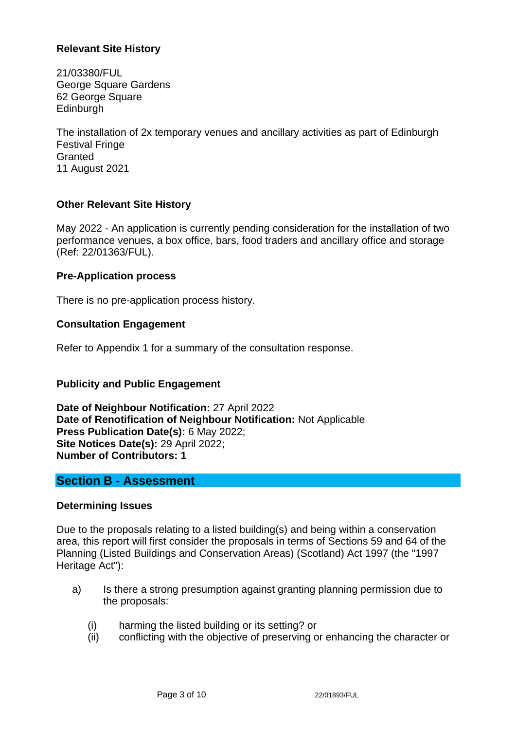**Relevant Site History**

21/03380/FUL
George Square Gardens
62 George Square
Edinburgh

The installation of 2x temporary venues and ancillary activities as part of Edinburgh Festival Fringe
Granted
11 August 2021

**Other Relevant Site History**

May 2022 - An application is currently pending consideration for the installation of two performance venues, a box office, bars, food traders and ancillary office and storage (Ref: 22/01363/FUL).

**Pre-Application process**

There is no pre-application process history.

**Consultation Engagement**

Refer to Appendix 1 for a summary of the consultation response.

**Publicity and Public Engagement**

**Date of Neighbour Notification:** 27 April 2022
**Date of Renotification of Neighbour Notification:** Not Applicable
**Press Publication Date(s):** 6 May 2022;
**Site Notices Date(s):** 29 April 2022;
**Number of Contributors: 1**

## Section B - Assessment

**Determining Issues**

Due to the proposals relating to a listed building(s) and being within a conservation area, this report will first consider the proposals in terms of Sections 59 and 64 of the Planning (Listed Buildings and Conservation Areas) (Scotland) Act 1997 (the "1997 Heritage Act"):

a) Is there a strong presumption against granting planning permission due to the proposals:

  (i) harming the listed building or its setting? or
  (ii) conflicting with the objective of preserving or enhancing the character or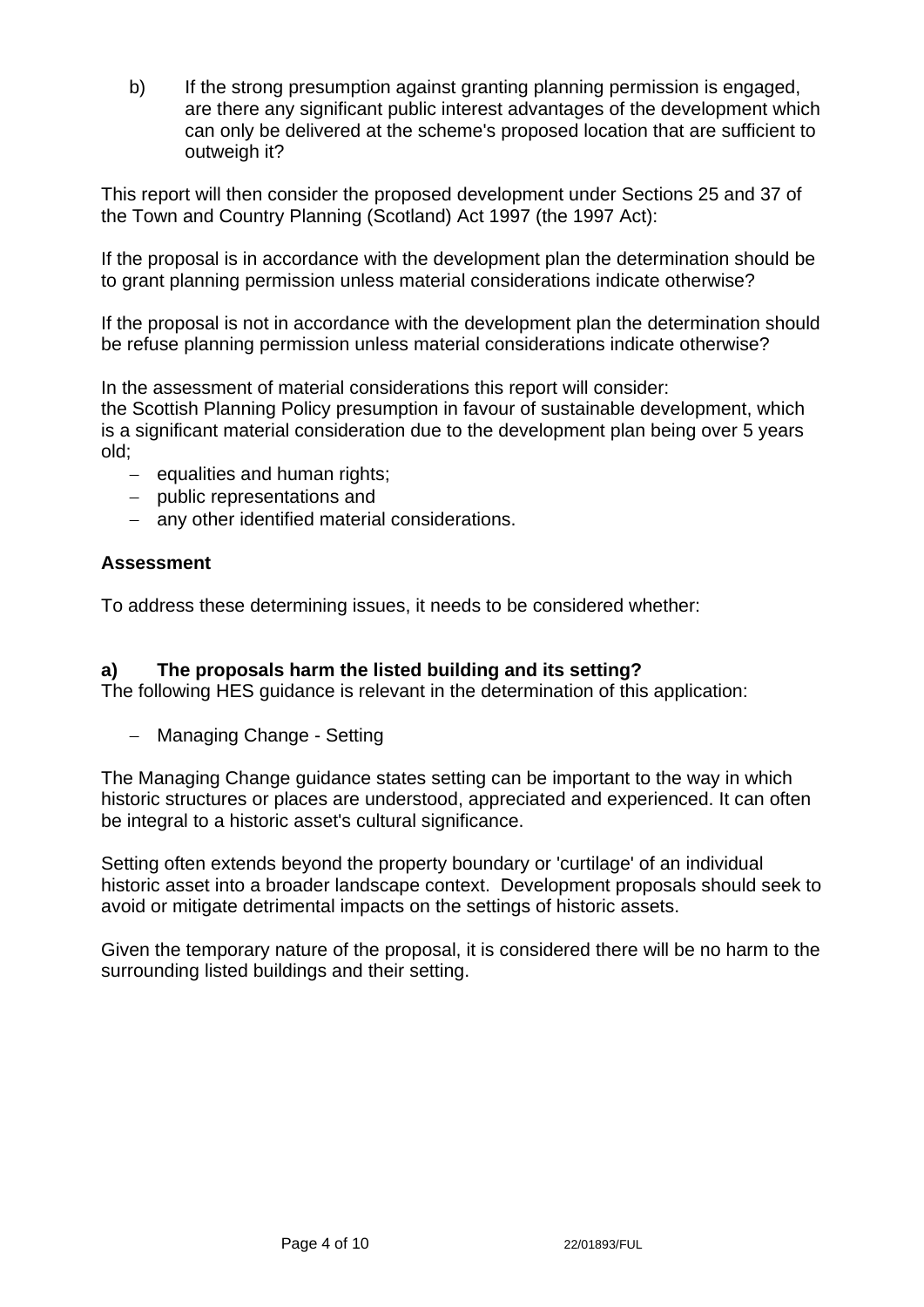b) If the strong presumption against granting planning permission is engaged, are there any significant public interest advantages of the development which can only be delivered at the scheme's proposed location that are sufficient to outweigh it?

This report will then consider the proposed development under Sections 25 and 37 of the Town and Country Planning (Scotland) Act 1997 (the 1997 Act):

If the proposal is in accordance with the development plan the determination should be to grant planning permission unless material considerations indicate otherwise?

If the proposal is not in accordance with the development plan the determination should be refuse planning permission unless material considerations indicate otherwise?

In the assessment of material considerations this report will consider:
the Scottish Planning Policy presumption in favour of sustainable development, which is a significant material consideration due to the development plan being over 5 years old;

- equalities and human rights;
- public representations and
- any other identified material considerations.

**Assessment**

To address these determining issues, it needs to be considered whether:

**a) The proposals harm the listed building and its setting?**

The following HES guidance is relevant in the determination of this application:

- Managing Change - Setting

The Managing Change guidance states setting can be important to the way in which historic structures or places are understood, appreciated and experienced. It can often be integral to a historic asset's cultural significance.

Setting often extends beyond the property boundary or 'curtilage' of an individual historic asset into a broader landscape context. Development proposals should seek to avoid or mitigate detrimental impacts on the settings of historic assets.

Given the temporary nature of the proposal, it is considered there will be no harm to the surrounding listed buildings and their setting.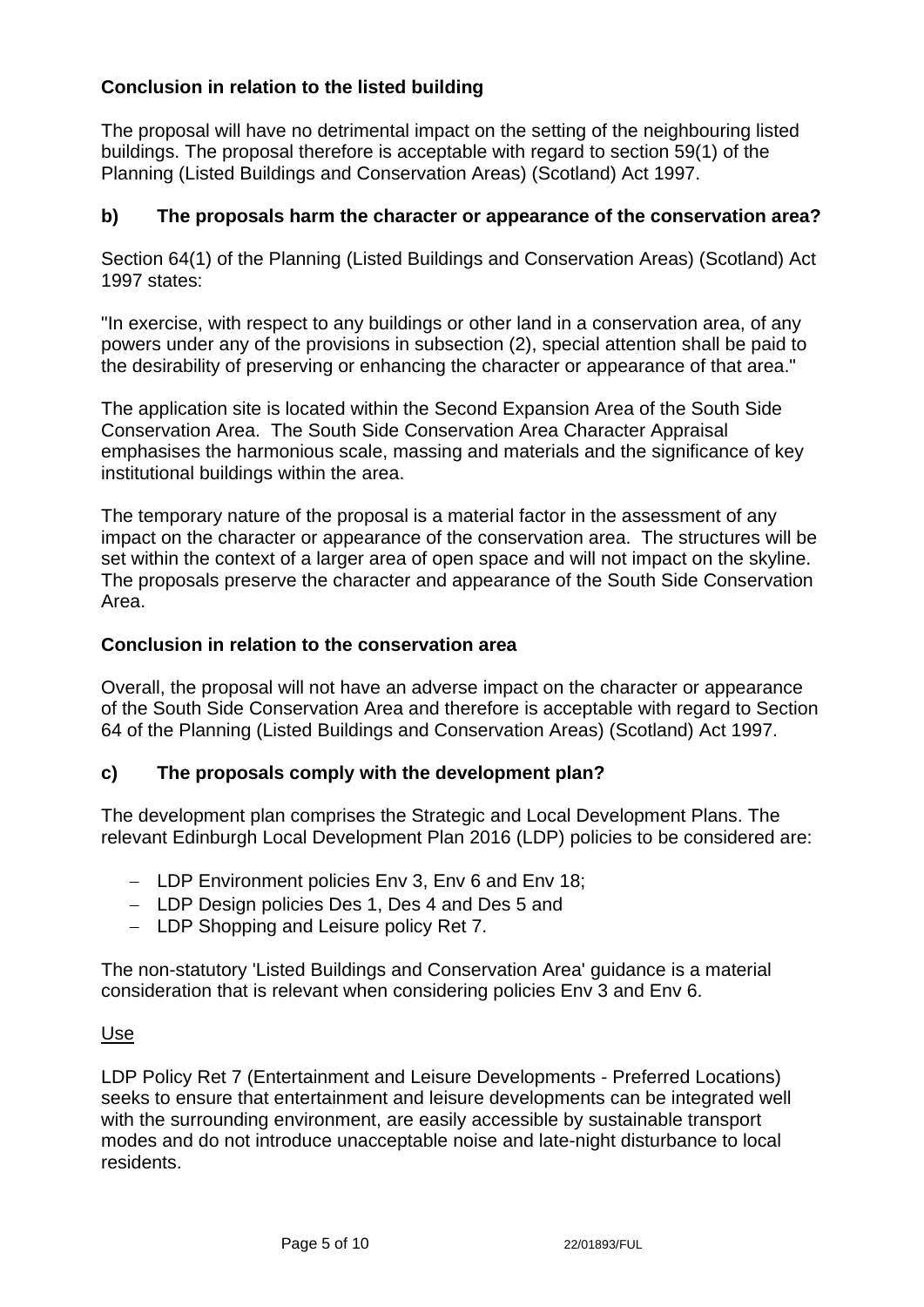**Conclusion in relation to the listed building**

The proposal will have no detrimental impact on the setting of the neighbouring listed buildings. The proposal therefore is acceptable with regard to section 59(1) of the Planning (Listed Buildings and Conservation Areas) (Scotland) Act 1997.

**b) The proposals harm the character or appearance of the conservation area?**

Section 64(1) of the Planning (Listed Buildings and Conservation Areas) (Scotland) Act 1997 states:

"In exercise, with respect to any buildings or other land in a conservation area, of any powers under any of the provisions in subsection (2), special attention shall be paid to the desirability of preserving or enhancing the character or appearance of that area."

The application site is located within the Second Expansion Area of the South Side Conservation Area. The South Side Conservation Area Character Appraisal emphasises the harmonious scale, massing and materials and the significance of key institutional buildings within the area.

The temporary nature of the proposal is a material factor in the assessment of any impact on the character or appearance of the conservation area. The structures will be set within the context of a larger area of open space and will not impact on the skyline. The proposals preserve the character and appearance of the South Side Conservation Area.

**Conclusion in relation to the conservation area**

Overall, the proposal will not have an adverse impact on the character or appearance of the South Side Conservation Area and therefore is acceptable with regard to Section 64 of the Planning (Listed Buildings and Conservation Areas) (Scotland) Act 1997.

**c) The proposals comply with the development plan?**

The development plan comprises the Strategic and Local Development Plans. The relevant Edinburgh Local Development Plan 2016 (LDP) policies to be considered are:

- LDP Environment policies Env 3, Env 6 and Env 18;
- LDP Design policies Des 1, Des 4 and Des 5 and
- LDP Shopping and Leisure policy Ret 7.

The non-statutory 'Listed Buildings and Conservation Area' guidance is a material consideration that is relevant when considering policies Env 3 and Env 6.

Use

LDP Policy Ret 7 (Entertainment and Leisure Developments - Preferred Locations) seeks to ensure that entertainment and leisure developments can be integrated well with the surrounding environment, are easily accessible by sustainable transport modes and do not introduce unacceptable noise and late-night disturbance to local residents.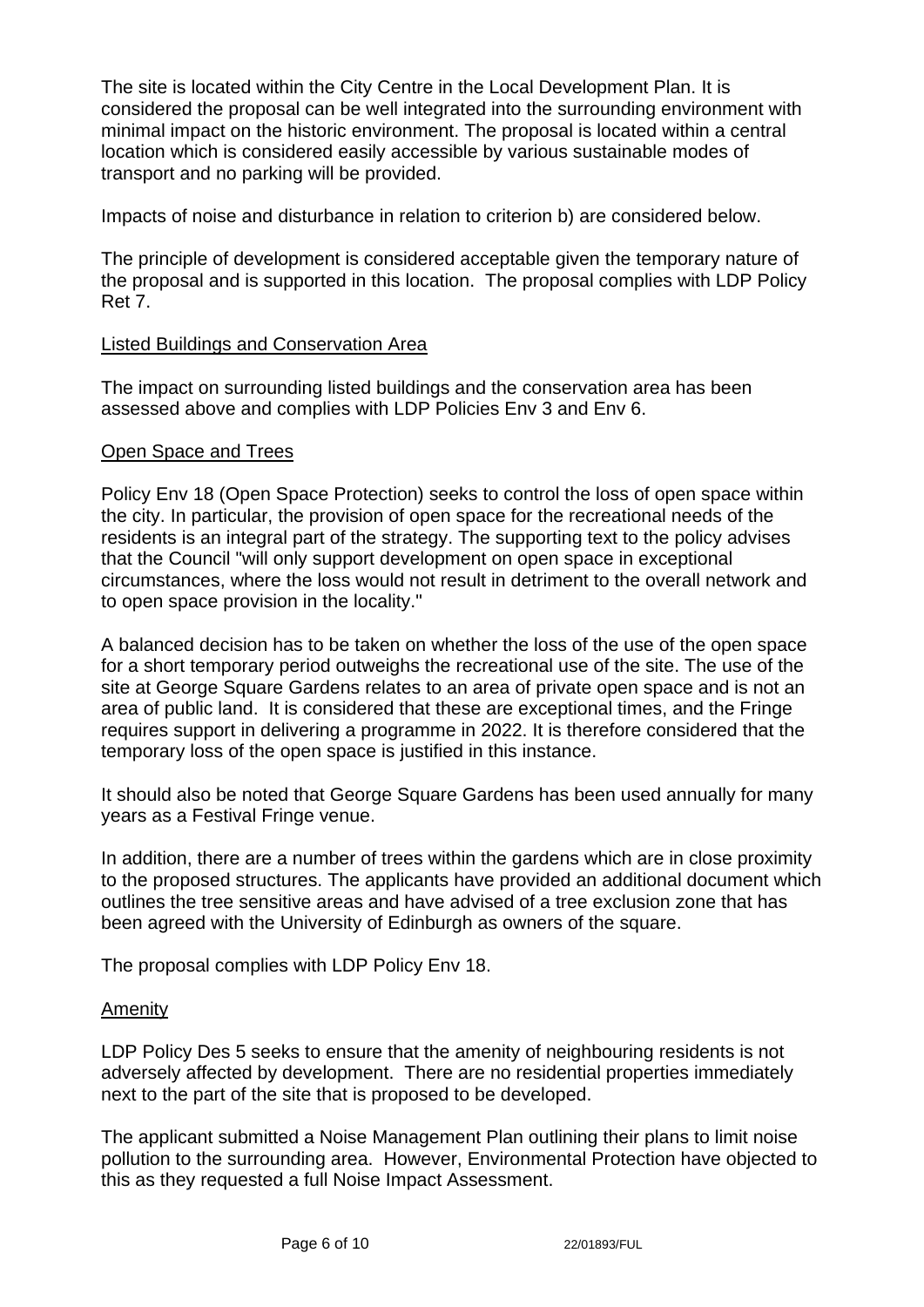The site is located within the City Centre in the Local Development Plan. It is considered the proposal can be well integrated into the surrounding environment with minimal impact on the historic environment. The proposal is located within a central location which is considered easily accessible by various sustainable modes of transport and no parking will be provided.

Impacts of noise and disturbance in relation to criterion b) are considered below.

The principle of development is considered acceptable given the temporary nature of the proposal and is supported in this location. The proposal complies with LDP Policy Ret 7.

### Listed Buildings and Conservation Area

The impact on surrounding listed buildings and the conservation area has been assessed above and complies with LDP Policies Env 3 and Env 6.

### Open Space and Trees

Policy Env 18 (Open Space Protection) seeks to control the loss of open space within the city. In particular, the provision of open space for the recreational needs of the residents is an integral part of the strategy. The supporting text to the policy advises that the Council "will only support development on open space in exceptional circumstances, where the loss would not result in detriment to the overall network and to open space provision in the locality."

A balanced decision has to be taken on whether the loss of the use of the open space for a short temporary period outweighs the recreational use of the site. The use of the site at George Square Gardens relates to an area of private open space and is not an area of public land. It is considered that these are exceptional times, and the Fringe requires support in delivering a programme in 2022. It is therefore considered that the temporary loss of the open space is justified in this instance.

It should also be noted that George Square Gardens has been used annually for many years as a Festival Fringe venue.

In addition, there are a number of trees within the gardens which are in close proximity to the proposed structures. The applicants have provided an additional document which outlines the tree sensitive areas and have advised of a tree exclusion zone that has been agreed with the University of Edinburgh as owners of the square.

The proposal complies with LDP Policy Env 18.

### Amenity

LDP Policy Des 5 seeks to ensure that the amenity of neighbouring residents is not adversely affected by development. There are no residential properties immediately next to the part of the site that is proposed to be developed.

The applicant submitted a Noise Management Plan outlining their plans to limit noise pollution to the surrounding area. However, Environmental Protection have objected to this as they requested a full Noise Impact Assessment.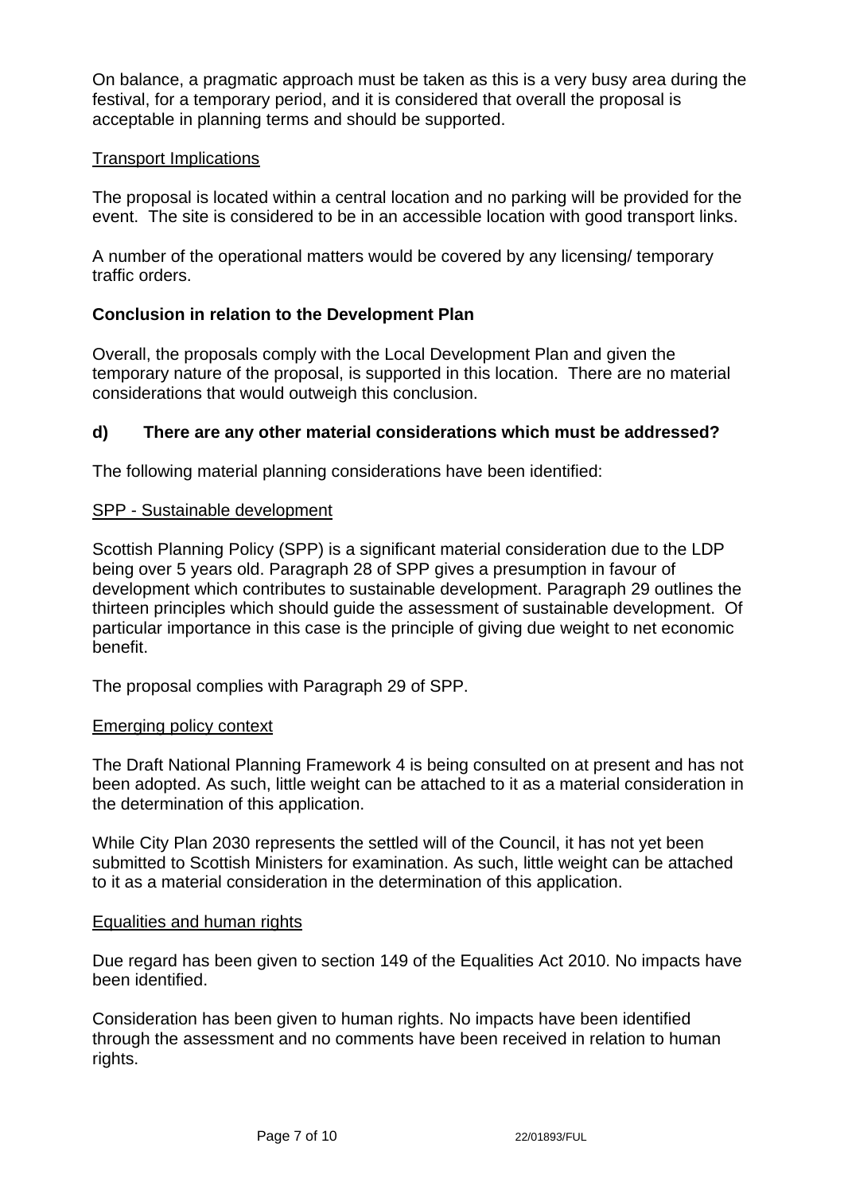On balance, a pragmatic approach must be taken as this is a very busy area during the festival, for a temporary period, and it is considered that overall the proposal is acceptable in planning terms and should be supported.

Transport Implications

The proposal is located within a central location and no parking will be provided for the event. The site is considered to be in an accessible location with good transport links.

A number of the operational matters would be covered by any licensing/ temporary traffic orders.

**Conclusion in relation to the Development Plan**

Overall, the proposals comply with the Local Development Plan and given the temporary nature of the proposal, is supported in this location. There are no material considerations that would outweigh this conclusion.

**d) There are any other material considerations which must be addressed?**

The following material planning considerations have been identified:

SPP - Sustainable development

Scottish Planning Policy (SPP) is a significant material consideration due to the LDP being over 5 years old. Paragraph 28 of SPP gives a presumption in favour of development which contributes to sustainable development. Paragraph 29 outlines the thirteen principles which should guide the assessment of sustainable development. Of particular importance in this case is the principle of giving due weight to net economic benefit.

The proposal complies with Paragraph 29 of SPP.

Emerging policy context

The Draft National Planning Framework 4 is being consulted on at present and has not been adopted. As such, little weight can be attached to it as a material consideration in the determination of this application.

While City Plan 2030 represents the settled will of the Council, it has not yet been submitted to Scottish Ministers for examination. As such, little weight can be attached to it as a material consideration in the determination of this application.

Equalities and human rights

Due regard has been given to section 149 of the Equalities Act 2010. No impacts have been identified.

Consideration has been given to human rights. No impacts have been identified through the assessment and no comments have been received in relation to human rights.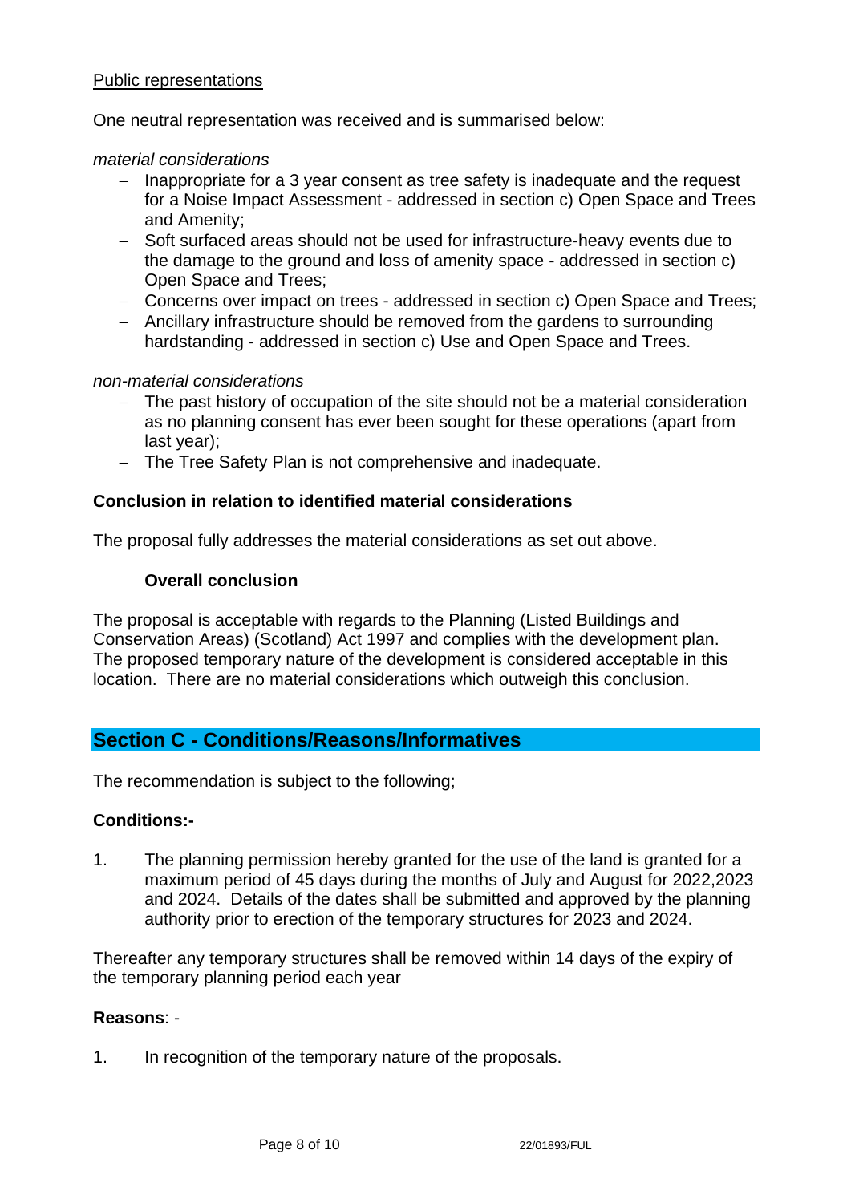Public representations

One neutral representation was received and is summarised below:

*material considerations*

- Inappropriate for a 3 year consent as tree safety is inadequate and the request for a Noise Impact Assessment - addressed in section c) Open Space and Trees and Amenity;
- Soft surfaced areas should not be used for infrastructure-heavy events due to the damage to the ground and loss of amenity space - addressed in section c) Open Space and Trees;
- Concerns over impact on trees - addressed in section c) Open Space and Trees;
- Ancillary infrastructure should be removed from the gardens to surrounding hardstanding - addressed in section c) Use and Open Space and Trees.

*non-material considerations*

- The past history of occupation of the site should not be a material consideration as no planning consent has ever been sought for these operations (apart from last year);
- The Tree Safety Plan is not comprehensive and inadequate.

**Conclusion in relation to identified material considerations**

The proposal fully addresses the material considerations as set out above.

**Overall conclusion**

The proposal is acceptable with regards to the Planning (Listed Buildings and Conservation Areas) (Scotland) Act 1997 and complies with the development plan. The proposed temporary nature of the development is considered acceptable in this location. There are no material considerations which outweigh this conclusion.

## Section C - Conditions/Reasons/Informatives

The recommendation is subject to the following;

**Conditions:-**

1. The planning permission hereby granted for the use of the land is granted for a maximum period of 45 days during the months of July and August for 2022,2023 and 2024. Details of the dates shall be submitted and approved by the planning authority prior to erection of the temporary structures for 2023 and 2024.

Thereafter any temporary structures shall be removed within 14 days of the expiry of the temporary planning period each year

**Reasons**: -

1. In recognition of the temporary nature of the proposals.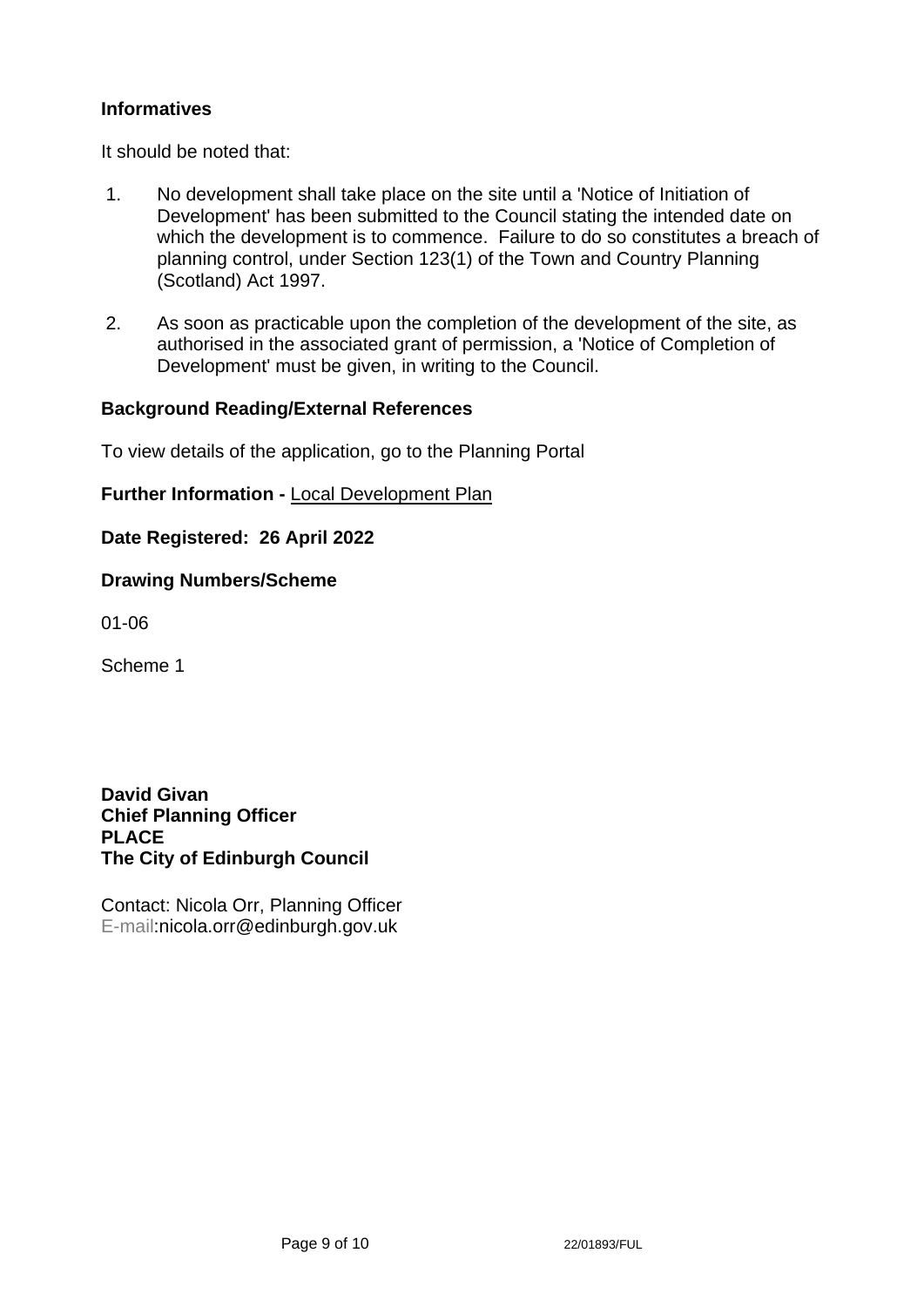**Informatives**

It should be noted that:

1. No development shall take place on the site until a 'Notice of Initiation of Development' has been submitted to the Council stating the intended date on which the development is to commence. Failure to do so constitutes a breach of planning control, under Section 123(1) of the Town and Country Planning (Scotland) Act 1997.

2. As soon as practicable upon the completion of the development of the site, as authorised in the associated grant of permission, a 'Notice of Completion of Development' must be given, in writing to the Council.

**Background Reading/External References**

To view details of the application, go to the Planning Portal

**Further Information -** Local Development Plan

**Date Registered: 26 April 2022**

**Drawing Numbers/Scheme**

01-06

Scheme 1

**David Givan**
**Chief Planning Officer**
**PLACE**
**The City of Edinburgh Council**

Contact: Nicola Orr, Planning Officer
E-mail:nicola.orr@edinburgh.gov.uk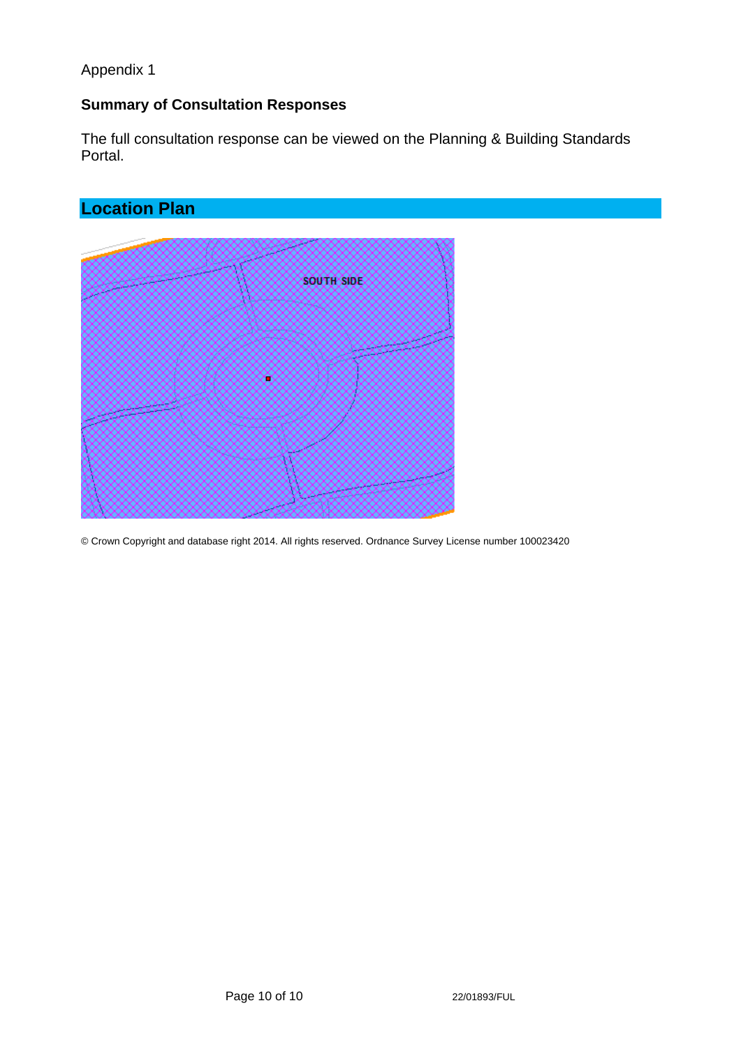Appendix 1

**Summary of Consultation Responses**

The full consultation response can be viewed on the Planning & Building Standards Portal.

## Location Plan

SOUTH SIDE

© Crown Copyright and database right 2014. All rights reserved. Ordnance Survey License number 100023420